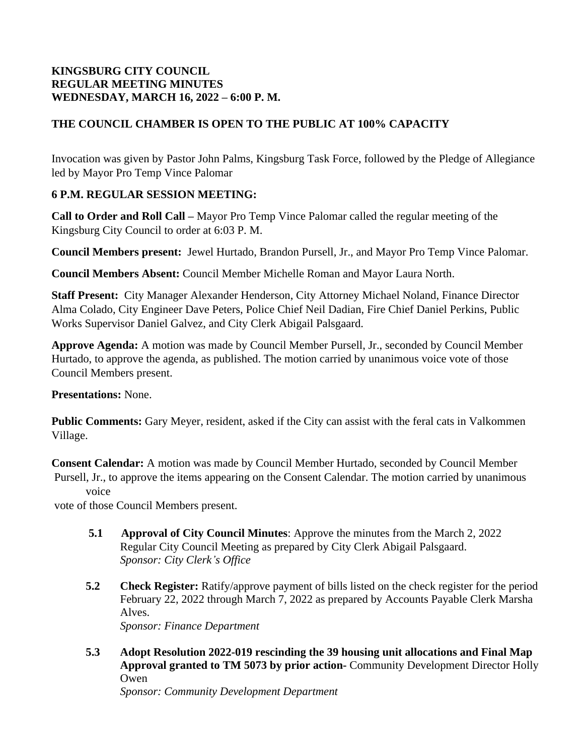**KINGSBURG CITY COUNCIL**
**REGULAR MEETING MINUTES**
**WEDNESDAY, MARCH 16, 2022 – 6:00 P. M.**

**THE COUNCIL CHAMBER IS OPEN TO THE PUBLIC AT 100% CAPACITY**

Invocation was given by Pastor John Palms, Kingsburg Task Force, followed by the Pledge of Allegiance led by Mayor Pro Temp Vince Palomar

**6 P.M. REGULAR SESSION MEETING:**

**Call to Order and Roll Call –** Mayor Pro Temp Vince Palomar called the regular meeting of the Kingsburg City Council to order at 6:03 P. M.

**Council Members present:** Jewel Hurtado, Brandon Pursell, Jr., and Mayor Pro Temp Vince Palomar.

**Council Members Absent:** Council Member Michelle Roman and Mayor Laura North.

**Staff Present:** City Manager Alexander Henderson, City Attorney Michael Noland, Finance Director Alma Colado, City Engineer Dave Peters, Police Chief Neil Dadian, Fire Chief Daniel Perkins, Public Works Supervisor Daniel Galvez, and City Clerk Abigail Palsgaard.

**Approve Agenda:** A motion was made by Council Member Pursell, Jr., seconded by Council Member Hurtado, to approve the agenda, as published. The motion carried by unanimous voice vote of those Council Members present.

**Presentations:** None.

**Public Comments:** Gary Meyer, resident, asked if the City can assist with the feral cats in Valkommen Village.

**Consent Calendar:** A motion was made by Council Member Hurtado, seconded by Council Member Pursell, Jr., to approve the items appearing on the Consent Calendar. The motion carried by unanimous voice vote of those Council Members present.

**5.1 Approval of City Council Minutes**: Approve the minutes from the March 2, 2022 Regular City Council Meeting as prepared by City Clerk Abigail Palsgaard.
*Sponsor: City Clerk's Office*

**5.2 Check Register:** Ratify/approve payment of bills listed on the check register for the period February 22, 2022 through March 7, 2022 as prepared by Accounts Payable Clerk Marsha Alves.
*Sponsor: Finance Department*

**5.3 Adopt Resolution 2022-019 rescinding the 39 housing unit allocations and Final Map Approval granted to TM 5073 by prior action-** Community Development Director Holly Owen
*Sponsor: Community Development Department*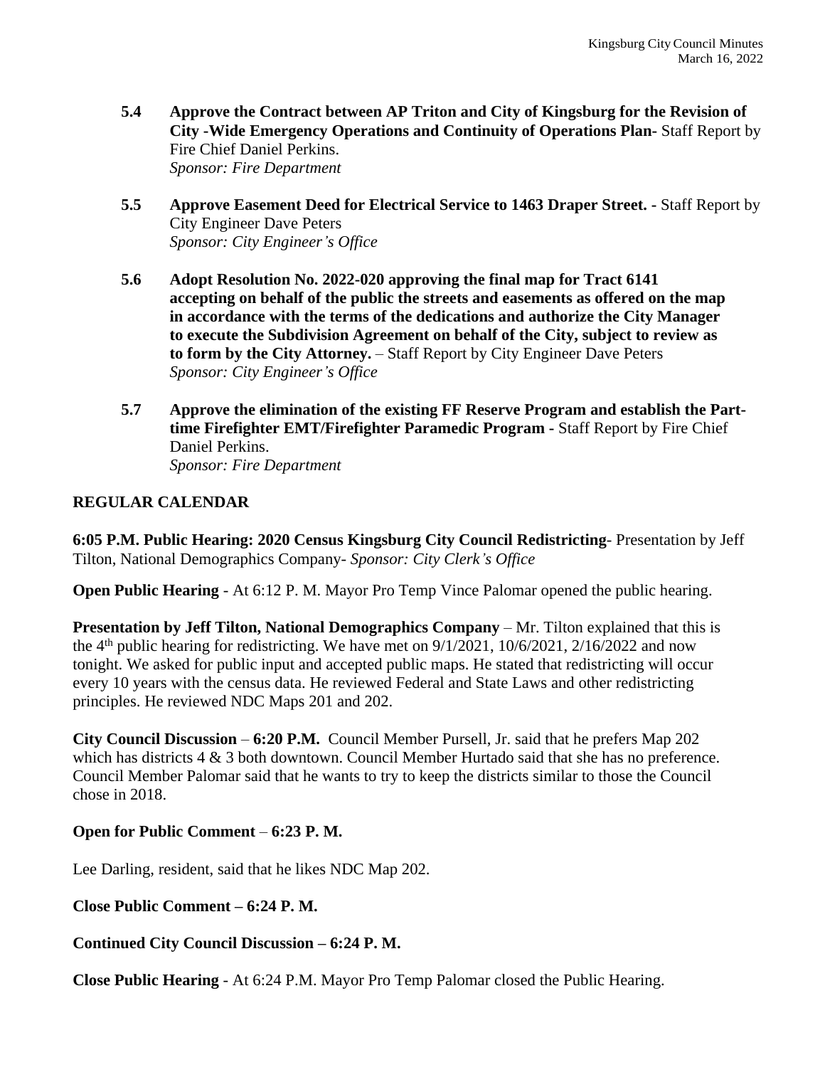**5.4 Approve the Contract between AP Triton and City of Kingsburg for the Revision of City -Wide Emergency Operations and Continuity of Operations Plan-** Staff Report by Fire Chief Daniel Perkins.
*Sponsor: Fire Department*

**5.5 Approve Easement Deed for Electrical Service to 1463 Draper Street. -** Staff Report by City Engineer Dave Peters
*Sponsor: City Engineer's Office*

**5.6 Adopt Resolution No. 2022-020 approving the final map for Tract 6141 accepting on behalf of the public the streets and easements as offered on the map in accordance with the terms of the dedications and authorize the City Manager to execute the Subdivision Agreement on behalf of the City, subject to review as to form by the City Attorney.** – Staff Report by City Engineer Dave Peters
*Sponsor: City Engineer's Office*

**5.7 Approve the elimination of the existing FF Reserve Program and establish the Part-time Firefighter EMT/Firefighter Paramedic Program -** Staff Report by Fire Chief Daniel Perkins.
*Sponsor: Fire Department*

## REGULAR CALENDAR

**6:05 P.M. Public Hearing: 2020 Census Kingsburg City Council Redistricting**- Presentation by Jeff Tilton, National Demographics Company- *Sponsor: City Clerk's Office*

**Open Public Hearing** - At 6:12 P. M. Mayor Pro Temp Vince Palomar opened the public hearing.

**Presentation by Jeff Tilton, National Demographics Company** – Mr. Tilton explained that this is the 4th public hearing for redistricting. We have met on 9/1/2021, 10/6/2021, 2/16/2022 and now tonight. We asked for public input and accepted public maps. He stated that redistricting will occur every 10 years with the census data. He reviewed Federal and State Laws and other redistricting principles. He reviewed NDC Maps 201 and 202.

**City Council Discussion** – **6:20 P.M.** Council Member Pursell, Jr. said that he prefers Map 202 which has districts 4 & 3 both downtown. Council Member Hurtado said that she has no preference. Council Member Palomar said that he wants to try to keep the districts similar to those the Council chose in 2018.

**Open for Public Comment** – **6:23 P. M.**

Lee Darling, resident, said that he likes NDC Map 202.

**Close Public Comment – 6:24 P. M.**

**Continued City Council Discussion – 6:24 P. M.**

**Close Public Hearing** - At 6:24 P.M. Mayor Pro Temp Palomar closed the Public Hearing.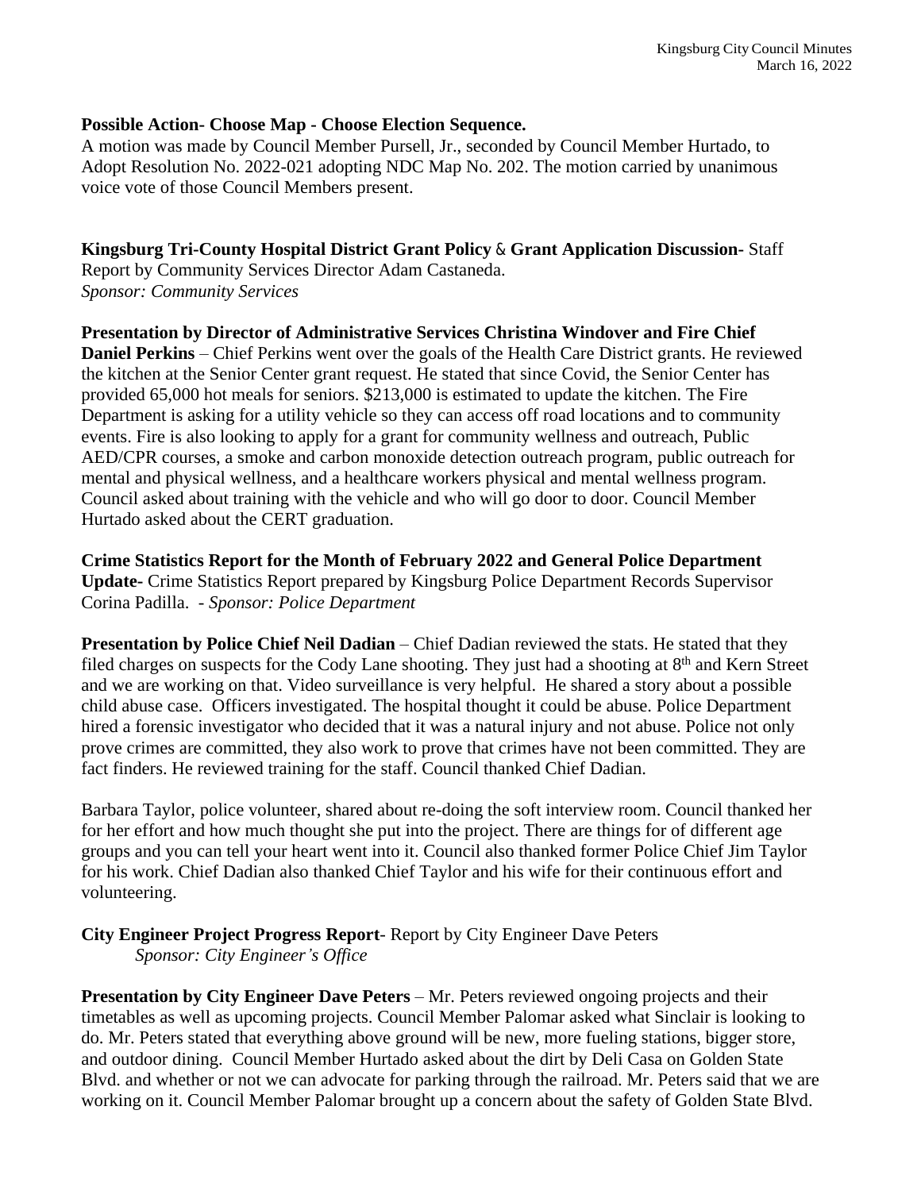**Possible Action- Choose Map - Choose Election Sequence.**
A motion was made by Council Member Pursell, Jr., seconded by Council Member Hurtado, to Adopt Resolution No. 2022-021 adopting NDC Map No. 202. The motion carried by unanimous voice vote of those Council Members present.

**Kingsburg Tri-County Hospital District Grant Policy** & **Grant Application Discussion-** Staff Report by Community Services Director Adam Castaneda.
*Sponsor: Community Services*

**Presentation by Director of Administrative Services Christina Windover and Fire Chief Daniel Perkins** – Chief Perkins went over the goals of the Health Care District grants. He reviewed the kitchen at the Senior Center grant request. He stated that since Covid, the Senior Center has provided 65,000 hot meals for seniors. $213,000 is estimated to update the kitchen. The Fire Department is asking for a utility vehicle so they can access off road locations and to community events. Fire is also looking to apply for a grant for community wellness and outreach, Public AED/CPR courses, a smoke and carbon monoxide detection outreach program, public outreach for mental and physical wellness, and a healthcare workers physical and mental wellness program. Council asked about training with the vehicle and who will go door to door. Council Member Hurtado asked about the CERT graduation.

**Crime Statistics Report for the Month of February 2022 and General Police Department Update-** Crime Statistics Report prepared by Kingsburg Police Department Records Supervisor Corina Padilla. *- Sponsor: Police Department*

**Presentation by Police Chief Neil Dadian** – Chief Dadian reviewed the stats. He stated that they filed charges on suspects for the Cody Lane shooting. They just had a shooting at 8th and Kern Street and we are working on that. Video surveillance is very helpful. He shared a story about a possible child abuse case. Officers investigated. The hospital thought it could be abuse. Police Department hired a forensic investigator who decided that it was a natural injury and not abuse. Police not only prove crimes are committed, they also work to prove that crimes have not been committed. They are fact finders. He reviewed training for the staff. Council thanked Chief Dadian.

Barbara Taylor, police volunteer, shared about re-doing the soft interview room. Council thanked her for her effort and how much thought she put into the project. There are things for of different age groups and you can tell your heart went into it. Council also thanked former Police Chief Jim Taylor for his work. Chief Dadian also thanked Chief Taylor and his wife for their continuous effort and volunteering.

**City Engineer Project Progress Report**- Report by City Engineer Dave Peters
*Sponsor: City Engineer's Office*

**Presentation by City Engineer Dave Peters** – Mr. Peters reviewed ongoing projects and their timetables as well as upcoming projects. Council Member Palomar asked what Sinclair is looking to do. Mr. Peters stated that everything above ground will be new, more fueling stations, bigger store, and outdoor dining. Council Member Hurtado asked about the dirt by Deli Casa on Golden State Blvd. and whether or not we can advocate for parking through the railroad. Mr. Peters said that we are working on it. Council Member Palomar brought up a concern about the safety of Golden State Blvd.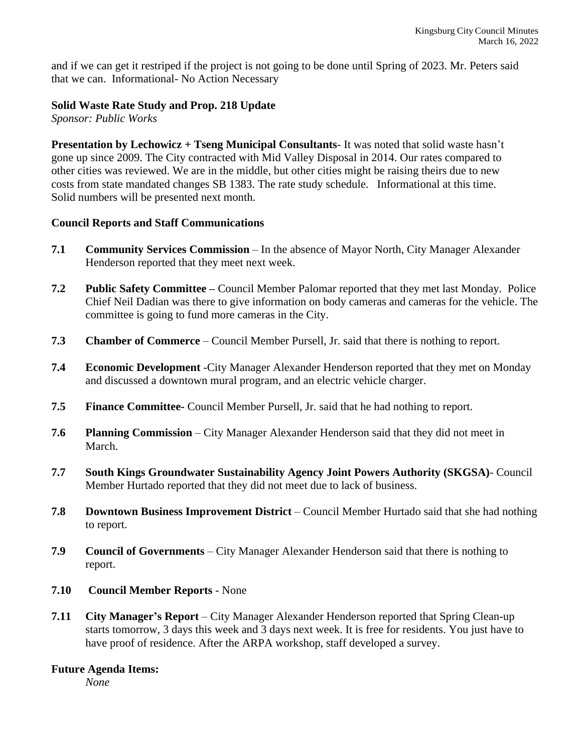and if we can get it restriped if the project is not going to be done until Spring of 2023. Mr. Peters said that we can. Informational- No Action Necessary

**Solid Waste Rate Study and Prop. 218 Update**

*Sponsor: Public Works*

**Presentation by Lechowicz + Tseng Municipal Consultants**- It was noted that solid waste hasn't gone up since 2009. The City contracted with Mid Valley Disposal in 2014. Our rates compared to other cities was reviewed. We are in the middle, but other cities might be raising theirs due to new costs from state mandated changes SB 1383. The rate study schedule. Informational at this time. Solid numbers will be presented next month.

**Council Reports and Staff Communications**

**7.1 Community Services Commission** – In the absence of Mayor North, City Manager Alexander Henderson reported that they meet next week.

**7.2 Public Safety Committee –** Council Member Palomar reported that they met last Monday. Police Chief Neil Dadian was there to give information on body cameras and cameras for the vehicle. The committee is going to fund more cameras in the City.

**7.3 Chamber of Commerce** – Council Member Pursell, Jr. said that there is nothing to report.

**7.4 Economic Development** -City Manager Alexander Henderson reported that they met on Monday and discussed a downtown mural program, and an electric vehicle charger.

**7.5 Finance Committee-** Council Member Pursell, Jr. said that he had nothing to report.

**7.6 Planning Commission** – City Manager Alexander Henderson said that they did not meet in March.

**7.7 South Kings Groundwater Sustainability Agency Joint Powers Authority (SKGSA)**- Council Member Hurtado reported that they did not meet due to lack of business.

**7.8 Downtown Business Improvement District** – Council Member Hurtado said that she had nothing to report.

**7.9 Council of Governments** – City Manager Alexander Henderson said that there is nothing to report.

**7.10 Council Member Reports** - None

**7.11 City Manager's Report** – City Manager Alexander Henderson reported that Spring Clean-up starts tomorrow, 3 days this week and 3 days next week. It is free for residents. You just have to have proof of residence. After the ARPA workshop, staff developed a survey.

**Future Agenda Items:**

*None*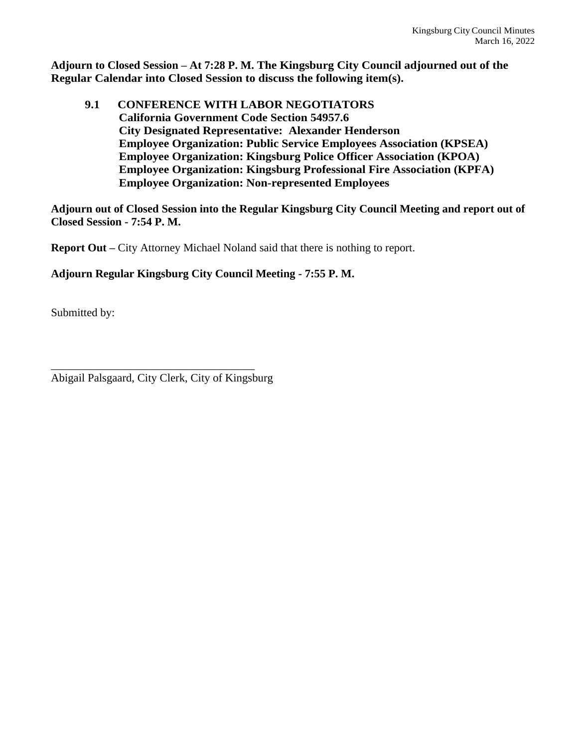**Adjourn to Closed Session – At 7:28 P. M. The Kingsburg City Council adjourned out of the Regular Calendar into Closed Session to discuss the following item(s).**

**9.1 CONFERENCE WITH LABOR NEGOTIATORS**
**California Government Code Section 54957.6**
**City Designated Representative: Alexander Henderson**
**Employee Organization: Public Service Employees Association (KPSEA)**
**Employee Organization: Kingsburg Police Officer Association (KPOA)**
**Employee Organization: Kingsburg Professional Fire Association (KPFA)**
**Employee Organization: Non-represented Employees**

**Adjourn out of Closed Session into the Regular Kingsburg City Council Meeting and report out of Closed Session - 7:54 P. M.**

**Report Out –** City Attorney Michael Noland said that there is nothing to report.

**Adjourn Regular Kingsburg City Council Meeting - 7:55 P. M.**

Submitted by:

\_\_\_\_\_\_\_\_\_\_\_\_\_\_\_\_\_\_\_\_\_\_\_\_\_\_\_\_\_\_\_\_\_\_\_\_
Abigail Palsgaard, City Clerk, City of Kingsburg